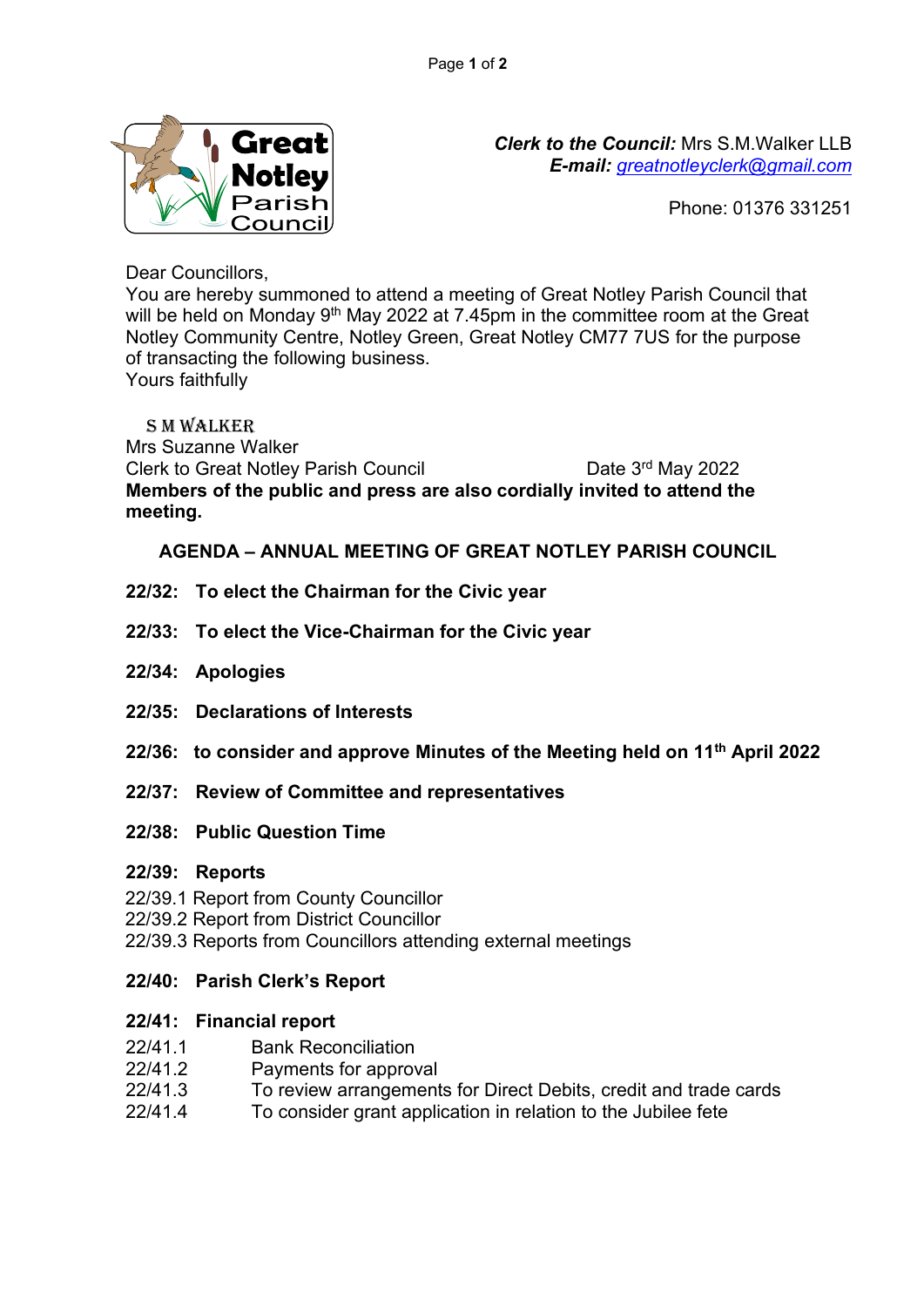*Clerk to the Council:* Mrs S.M.Walker LLB
***E-mail:*** greatnotleyclerk@gmail.com

Phone: 01376 331251

Dear Councillors,
You are hereby summoned to attend a meeting of Great Notley Parish Council that will be held on Monday 9th May 2022 at 7.45pm in the committee room at the Great Notley Community Centre, Notley Green, Great Notley CM77 7US for the purpose of transacting the following business.
Yours faithfully

S M WALKER
Mrs Suzanne Walker
Clerk to Great Notley Parish Council Date 3rd May 2022
**Members of the public and press are also cordially invited to attend the meeting.**

## AGENDA – ANNUAL MEETING OF GREAT NOTLEY PARISH COUNCIL

**22/32: To elect the Chairman for the Civic year**

**22/33: To elect the Vice-Chairman for the Civic year**

**22/34: Apologies**

**22/35: Declarations of Interests**

**22/36: to consider and approve Minutes of the Meeting held on 11th April 2022**

**22/37: Review of Committee and representatives**

**22/38: Public Question Time**

**22/39: Reports**

22/39.1 Report from County Councillor
22/39.2 Report from District Councillor
22/39.3 Reports from Councillors attending external meetings

**22/40: Parish Clerk's Report**

**22/41: Financial report**

22/41.1 Bank Reconciliation
22/41.2 Payments for approval
22/41.3 To review arrangements for Direct Debits, credit and trade cards
22/41.4 To consider grant application in relation to the Jubilee fete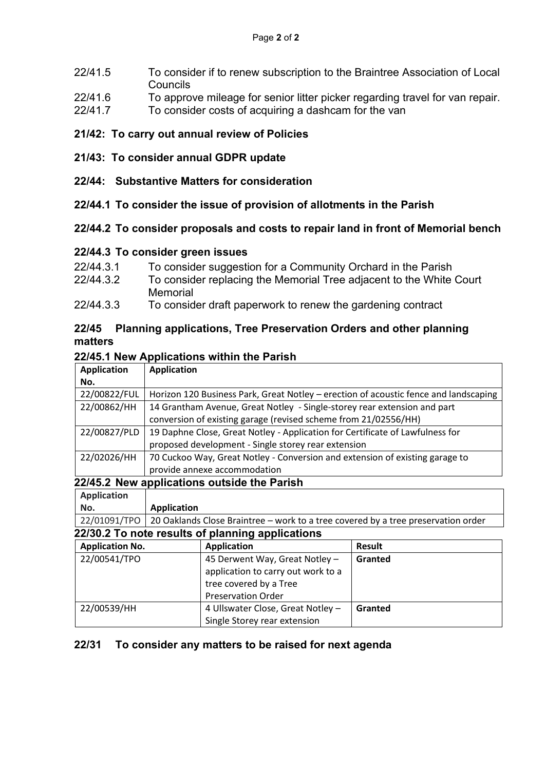22/41.5 To consider if to renew subscription to the Braintree Association of Local Councils

22/41.6 To approve mileage for senior litter picker regarding travel for van repair.

22/41.7 To consider costs of acquiring a dashcam for the van

## 21/42: To carry out annual review of Policies

## 21/43: To consider annual GDPR update

## 22/44: Substantive Matters for consideration

### 22/44.1 To consider the issue of provision of allotments in the Parish

### 22/44.2 To consider proposals and costs to repair land in front of Memorial bench

### 22/44.3 To consider green issues

22/44.3.1 To consider suggestion for a Community Orchard in the Parish

22/44.3.2 To consider replacing the Memorial Tree adjacent to the White Court Memorial

22/44.3.3 To consider draft paperwork to renew the gardening contract

## 22/45 Planning applications, Tree Preservation Orders and other planning matters

### 22/45.1 New Applications within the Parish

| Application No. | Application |
|---|---|
| 22/00822/FUL | Horizon 120 Business Park, Great Notley – erection of acoustic fence and landscaping |
| 22/00862/HH | 14 Grantham Avenue, Great Notley - Single-storey rear extension and part conversion of existing garage (revised scheme from 21/02556/HH) |
| 22/00827/PLD | 19 Daphne Close, Great Notley - Application for Certificate of Lawfulness for proposed development - Single storey rear extension |
| 22/02026/HH | 70 Cuckoo Way, Great Notley - Conversion and extension of existing garage to provide annexe accommodation |

### 22/45.2 New applications outside the Parish

| Application No. | Application |
|---|---|
| 22/01091/TPO | 20 Oaklands Close Braintree – work to a tree covered by a tree preservation order |

### 22/30.2 To note results of planning applications

| Application No. | Application | Result |
|---|---|---|
| 22/00541/TPO | 45 Derwent Way, Great Notley – application to carry out work to a tree covered by a Tree Preservation Order | **Granted** |
| 22/00539/HH | 4 Ullswater Close, Great Notley – Single Storey rear extension | **Granted** |

## 22/31 To consider any matters to be raised for next agenda